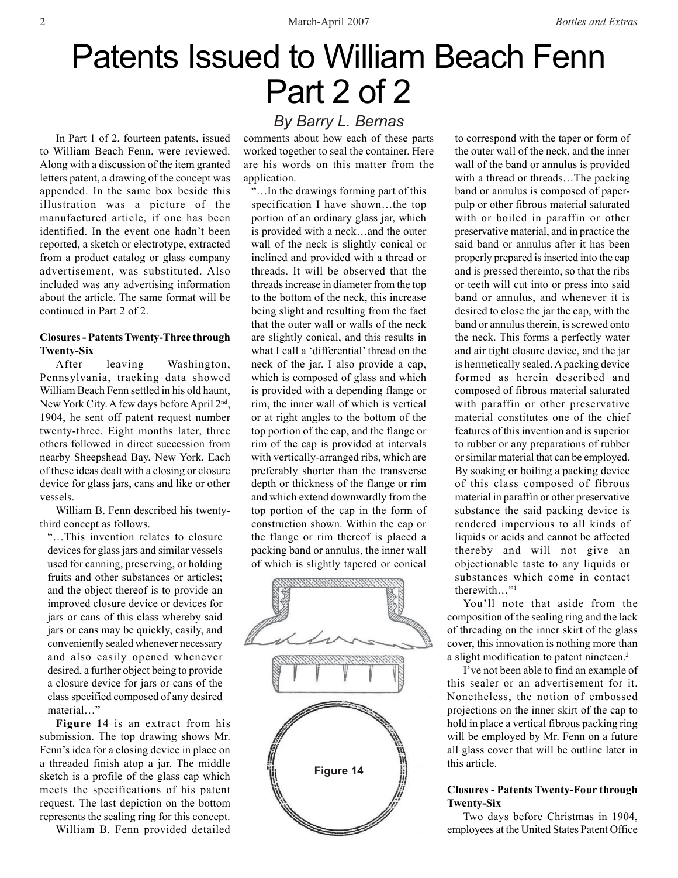# Patents Issued to William Beach Fenn Part 2 of 2

## By Barry L. Bernas

In Part 1 of 2, fourteen patents, issued to William Beach Fenn, were reviewed. Along with a discussion of the item granted letters patent, a drawing of the concept was appended. In the same box beside this illustration was a picture of the manufactured article, if one has been identified. In the event one hadn't been reported, a sketch or electrotype, extracted from a product catalog or glass company advertisement, was substituted. Also included was any advertising information about the article. The same format will be continued in Part 2 of 2.

**Closures - Patents Twenty-Three through Twenty-Six**

After leaving Washington, Pennsylvania, tracking data showed William Beach Fenn settled in his old haunt, New York City. A few days before April 2nd, 1904, he sent off patent request number twenty-three. Eight months later, three others followed in direct succession from nearby Sheepshead Bay, New York. Each of these ideas dealt with a closing or closure device for glass jars, cans and like or other vessels.

William B. Fenn described his twenty-third concept as follows.

> "…This invention relates to closure devices for glass jars and similar vessels used for canning, preserving, or holding fruits and other substances or articles; and the object thereof is to provide an improved closure device or devices for jars or cans of this class whereby said jars or cans may be quickly, easily, and conveniently sealed whenever necessary and also easily opened whenever desired, a further object being to provide a closure device for jars or cans of the class specified composed of any desired material…"

**Figure 14** is an extract from his submission. The top drawing shows Mr. Fenn's idea for a closing device in place on a threaded finish atop a jar. The middle sketch is a profile of the glass cap which meets the specifications of his patent request. The last depiction on the bottom represents the sealing ring for this concept.

William B. Fenn provided detailed comments about how each of these parts worked together to seal the container. Here are his words on this matter from the application.

> "…In the drawings forming part of this specification I have shown…the top portion of an ordinary glass jar, which is provided with a neck…and the outer wall of the neck is slightly conical or inclined and provided with a thread or threads. It will be observed that the threads increase in diameter from the top to the bottom of the neck, this increase being slight and resulting from the fact that the outer wall or walls of the neck are slightly conical, and this results in what I call a 'differential' thread on the neck of the jar. I also provide a cap, which is composed of glass and which is provided with a depending flange or rim, the inner wall of which is vertical or at right angles to the bottom of the top portion of the cap, and the flange or rim of the cap is provided at intervals with vertically-arranged ribs, which are preferably shorter than the transverse depth or thickness of the flange or rim and which extend downwardly from the top portion of the cap in the form of construction shown. Within the cap or the flange or rim thereof is placed a packing band or annulus, the inner wall of which is slightly tapered or conical to correspond with the taper or form of the outer wall of the neck, and the inner wall of the band or annulus is provided with a thread or threads…The packing band or annulus is composed of paper-pulp or other fibrous material saturated with or boiled in paraffin or other preservative material, and in practice the said band or annulus after it has been properly prepared is inserted into the cap and is pressed thereinto, so that the ribs or teeth will cut into or press into said band or annulus, and whenever it is desired to close the jar the cap, with the band or annulus therein, is screwed onto the neck. This forms a perfectly water and air tight closure device, and the jar is hermetically sealed. A packing device formed as herein described and composed of fibrous material saturated with paraffin or other preservative material constitutes one of the chief features of this invention and is superior to rubber or any preparations of rubber or similar material that can be employed. By soaking or boiling a packing device of this class composed of fibrous material in paraffin or other preservative substance the said packing device is rendered impervious to all kinds of liquids or acids and cannot be affected thereby and will not give an objectionable taste to any liquids or substances which come in contact therewith…"[1]

Figure 14

You'll note that aside from the composition of the sealing ring and the lack of threading on the inner skirt of the glass cover, this innovation is nothing more than a slight modification to patent nineteen.[2]

I've not been able to find an example of this sealer or an advertisement for it. Nonetheless, the notion of embossed projections on the inner skirt of the cap to hold in place a vertical fibrous packing ring will be employed by Mr. Fenn on a future all glass cover that will be outline later in this article.

**Closures - Patents Twenty-Four through Twenty-Six**

Two days before Christmas in 1904, employees at the United States Patent Office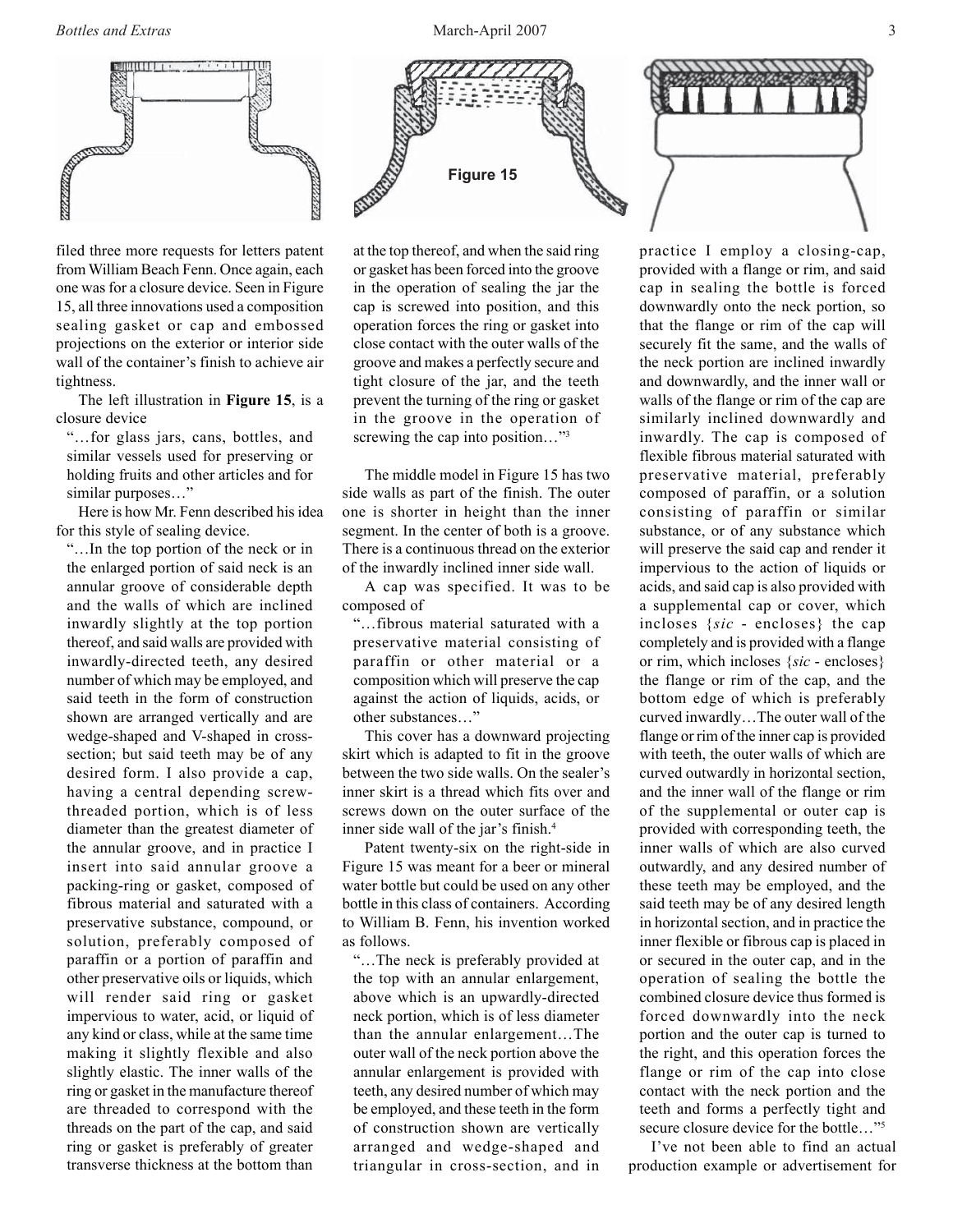Figure 15

filed three more requests for letters patent from William Beach Fenn. Once again, each one was for a closure device. Seen in Figure 15, all three innovations used a composition sealing gasket or cap and embossed projections on the exterior or interior side wall of the container's finish to achieve air tightness.

The left illustration in **Figure 15**, is a closure device

> "…for glass jars, cans, bottles, and similar vessels used for preserving or holding fruits and other articles and for similar purposes…"

Here is how Mr. Fenn described his idea for this style of sealing device.

> "…In the top portion of the neck or in the enlarged portion of said neck is an annular groove of considerable depth and the walls of which are inclined inwardly slightly at the top portion thereof, and said walls are provided with inwardly-directed teeth, any desired number of which may be employed, and said teeth in the form of construction shown are arranged vertically and are wedge-shaped and V-shaped in cross-section; but said teeth may be of any desired form. I also provide a cap, having a central depending screw-threaded portion, which is of less diameter than the greatest diameter of the annular groove, and in practice I insert into said annular groove a packing-ring or gasket, composed of fibrous material and saturated with a preservative substance, compound, or solution, preferably composed of paraffin or a portion of paraffin and other preservative oils or liquids, which will render said ring or gasket impervious to water, acid, or liquid of any kind or class, while at the same time making it slightly flexible and also slightly elastic. The inner walls of the ring or gasket in the manufacture thereof are threaded to correspond with the threads on the part of the cap, and said ring or gasket is preferably of greater transverse thickness at the bottom than at the top thereof, and when the said ring or gasket has been forced into the groove in the operation of sealing the jar the cap is screwed into position, and this operation forces the ring or gasket into close contact with the outer walls of the groove and makes a perfectly secure and tight closure of the jar, and the teeth prevent the turning of the ring or gasket in the groove in the operation of screwing the cap into position…"[3]

The middle model in Figure 15 has two side walls as part of the finish. The outer one is shorter in height than the inner segment. In the center of both is a groove. There is a continuous thread on the exterior of the inwardly inclined inner side wall.

A cap was specified. It was to be composed of

> "…fibrous material saturated with a preservative material consisting of paraffin or other material or a composition which will preserve the cap against the action of liquids, acids, or other substances…"

This cover has a downward projecting skirt which is adapted to fit in the groove between the two side walls. On the sealer's inner skirt is a thread which fits over and screws down on the outer surface of the inner side wall of the jar's finish.[4]

Patent twenty-six on the right-side in Figure 15 was meant for a beer or mineral water bottle but could be used on any other bottle in this class of containers. According to William B. Fenn, his invention worked as follows.

> "…The neck is preferably provided at the top with an annular enlargement, above which is an upwardly-directed neck portion, which is of less diameter than the annular enlargement…The outer wall of the neck portion above the annular enlargement is provided with teeth, any desired number of which may be employed, and these teeth in the form of construction shown are vertically arranged and wedge-shaped and triangular in cross-section, and in practice I employ a closing-cap, provided with a flange or rim, and said cap in sealing the bottle is forced downwardly onto the neck portion, so that the flange or rim of the cap will securely fit the same, and the walls of the neck portion are inclined inwardly and downwardly, and the inner wall or walls of the flange or rim of the cap are similarly inclined downwardly and inwardly. The cap is composed of flexible fibrous material saturated with preservative material, preferably composed of paraffin, or a solution consisting of paraffin or similar substance, or of any substance which will preserve the said cap and render it impervious to the action of liquids or acids, and said cap is also provided with a supplemental cap or cover, which incloses {*sic* - encloses} the cap completely and is provided with a flange or rim, which incloses {*sic* - encloses} the flange or rim of the cap, and the bottom edge of which is preferably curved inwardly…The outer wall of the flange or rim of the inner cap is provided with teeth, the outer walls of which are curved outwardly in horizontal section, and the inner wall of the flange or rim of the supplemental or outer cap is provided with corresponding teeth, the inner walls of which are also curved outwardly, and any desired number of these teeth may be employed, and the said teeth may be of any desired length in horizontal section, and in practice the inner flexible or fibrous cap is placed in or secured in the outer cap, and in the operation of sealing the bottle the combined closure device thus formed is forced downwardly into the neck portion and the outer cap is turned to the right, and this operation forces the flange or rim of the cap into close contact with the neck portion and the teeth and forms a perfectly tight and secure closure device for the bottle…"[5]

I've not been able to find an actual production example or advertisement for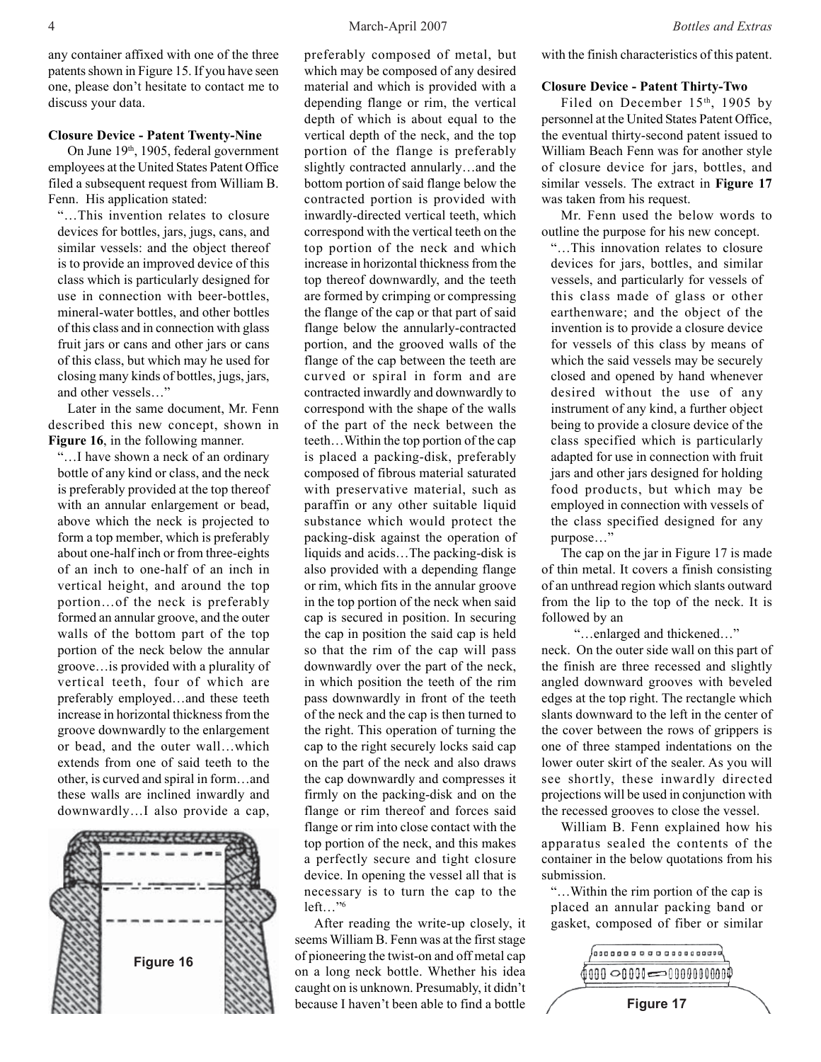any container affixed with one of the three patents shown in Figure 15. If you have seen one, please don't hesitate to contact me to discuss your data.

**Closure Device - Patent Twenty-Nine**

On June 19th, 1905, federal government employees at the United States Patent Office filed a subsequent request from William B. Fenn. His application stated:

"…This invention relates to closure devices for bottles, jars, jugs, cans, and similar vessels: and the object thereof is to provide an improved device of this class which is particularly designed for use in connection with beer-bottles, mineral-water bottles, and other bottles of this class and in connection with glass fruit jars or cans and other jars or cans of this class, but which may he used for closing many kinds of bottles, jugs, jars, and other vessels…"

Later in the same document, Mr. Fenn described this new concept, shown in **Figure 16**, in the following manner.

"…I have shown a neck of an ordinary bottle of any kind or class, and the neck is preferably provided at the top thereof with an annular enlargement or bead, above which the neck is projected to form a top member, which is preferably about one-half inch or from three-eights of an inch to one-half of an inch in vertical height, and around the top portion…of the neck is preferably formed an annular groove, and the outer walls of the bottom part of the top portion of the neck below the annular groove…is provided with a plurality of vertical teeth, four of which are preferably employed…and these teeth increase in horizontal thickness from the groove downwardly to the enlargement or bead, and the outer wall…which extends from one of said teeth to the other, is curved and spiral in form…and these walls are inclined inwardly and downwardly…I also provide a cap, preferably composed of metal, but which may be composed of any desired material and which is provided with a depending flange or rim, the vertical depth of which is about equal to the vertical depth of the neck, and the top portion of the flange is preferably slightly contracted annularly…and the bottom portion of said flange below the contracted portion is provided with inwardly-directed vertical teeth, which correspond with the vertical teeth on the top portion of the neck and which increase in horizontal thickness from the top thereof downwardly, and the teeth are formed by crimping or compressing the flange of the cap or that part of said flange below the annularly-contracted portion, and the grooved walls of the flange of the cap between the teeth are curved or spiral in form and are contracted inwardly and downwardly to correspond with the shape of the walls of the part of the neck between the teeth…Within the top portion of the cap is placed a packing-disk, preferably composed of fibrous material saturated with preservative material, such as paraffin or any other suitable liquid substance which would protect the packing-disk against the operation of liquids and acids…The packing-disk is also provided with a depending flange or rim, which fits in the annular groove in the top portion of the neck when said cap is secured in position. In securing the cap in position the said cap is held so that the rim of the cap will pass downwardly over the part of the neck, in which position the teeth of the rim pass downwardly in front of the teeth of the neck and the cap is then turned to the right. This operation of turning the cap to the right securely locks said cap on the part of the neck and also draws the cap downwardly and compresses it firmly on the packing-disk and on the flange or rim thereof and forces said flange or rim into close contact with the top portion of the neck, and this makes a perfectly secure and tight closure device. In opening the vessel all that is necessary is to turn the cap to the left…"[6]

Figure 16

After reading the write-up closely, it seems William B. Fenn was at the first stage of pioneering the twist-on and off metal cap on a long neck bottle. Whether his idea caught on is unknown. Presumably, it didn't because I haven't been able to find a bottle with the finish characteristics of this patent.

**Closure Device - Patent Thirty-Two**

Filed on December 15th, 1905 by personnel at the United States Patent Office, the eventual thirty-second patent issued to William Beach Fenn was for another style of closure device for jars, bottles, and similar vessels. The extract in **Figure 17** was taken from his request.

Mr. Fenn used the below words to outline the purpose for his new concept.

"…This innovation relates to closure devices for jars, bottles, and similar vessels, and particularly for vessels of this class made of glass or other earthenware; and the object of the invention is to provide a closure device for vessels of this class by means of which the said vessels may be securely closed and opened by hand whenever desired without the use of any instrument of any kind, a further object being to provide a closure device of the class specified which is particularly adapted for use in connection with fruit jars and other jars designed for holding food products, but which may be employed in connection with vessels of the class specified designed for any purpose…"

The cap on the jar in Figure 17 is made of thin metal. It covers a finish consisting of an unthread region which slants outward from the lip to the top of the neck. It is followed by an

"…enlarged and thickened…"

neck. On the outer side wall on this part of the finish are three recessed and slightly angled downward grooves with beveled edges at the top right. The rectangle which slants downward to the left in the center of the cover between the rows of grippers is one of three stamped indentations on the lower outer skirt of the sealer. As you will see shortly, these inwardly directed projections will be used in conjunction with the recessed grooves to close the vessel.

William B. Fenn explained how his apparatus sealed the contents of the container in the below quotations from his submission.

"…Within the rim portion of the cap is placed an annular packing band or gasket, composed of fiber or similar

Figure 17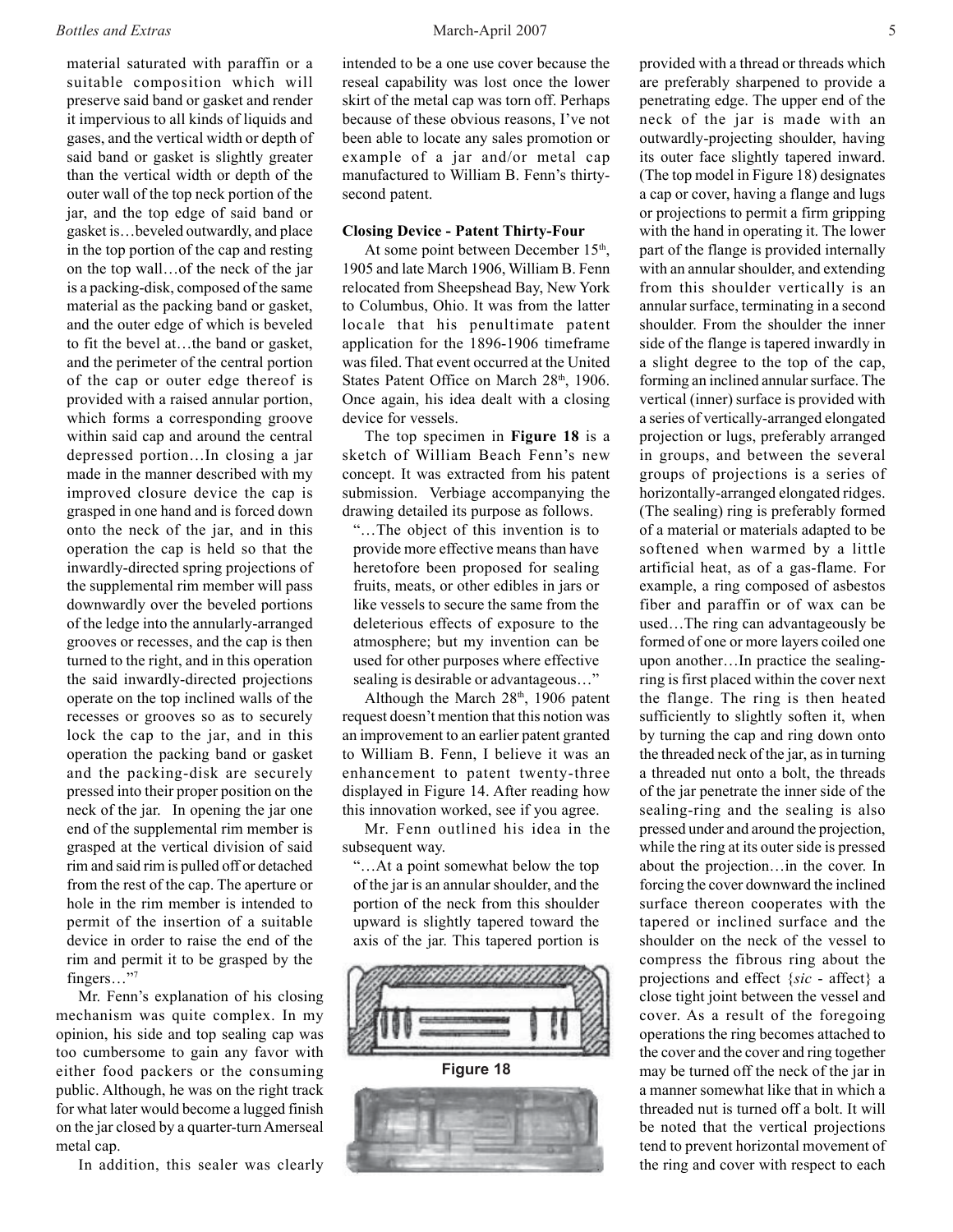material saturated with paraffin or a suitable composition which will preserve said band or gasket and render it impervious to all kinds of liquids and gases, and the vertical width or depth of said band or gasket is slightly greater than the vertical width or depth of the outer wall of the top neck portion of the jar, and the top edge of said band or gasket is…beveled outwardly, and place in the top portion of the cap and resting on the top wall…of the neck of the jar is a packing-disk, composed of the same material as the packing band or gasket, and the outer edge of which is beveled to fit the bevel at…the band or gasket, and the perimeter of the central portion of the cap or outer edge thereof is provided with a raised annular portion, which forms a corresponding groove within said cap and around the central depressed portion…In closing a jar made in the manner described with my improved closure device the cap is grasped in one hand and is forced down onto the neck of the jar, and in this operation the cap is held so that the inwardly-directed spring projections of the supplemental rim member will pass downwardly over the beveled portions of the ledge into the annularly-arranged grooves or recesses, and the cap is then turned to the right, and in this operation the said inwardly-directed projections operate on the top inclined walls of the recesses or grooves so as to securely lock the cap to the jar, and in this operation the packing band or gasket and the packing-disk are securely pressed into their proper position on the neck of the jar. In opening the jar one end of the supplemental rim member is grasped at the vertical division of said rim and said rim is pulled off or detached from the rest of the cap. The aperture or hole in the rim member is intended to permit of the insertion of a suitable device in order to raise the end of the rim and permit it to be grasped by the fingers…"[7]

Mr. Fenn's explanation of his closing mechanism was quite complex. In my opinion, his side and top sealing cap was too cumbersome to gain any favor with either food packers or the consuming public. Although, he was on the right track for what later would become a lugged finish on the jar closed by a quarter-turn Amerseal metal cap.

In addition, this sealer was clearly intended to be a one use cover because the reseal capability was lost once the lower skirt of the metal cap was torn off. Perhaps because of these obvious reasons, I've not been able to locate any sales promotion or example of a jar and/or metal cap manufactured to William B. Fenn's thirty-second patent.

**Closing Device - Patent Thirty-Four**

At some point between December 15th, 1905 and late March 1906, William B. Fenn relocated from Sheepshead Bay, New York to Columbus, Ohio. It was from the latter locale that his penultimate patent application for the 1896-1906 timeframe was filed. That event occurred at the United States Patent Office on March 28th, 1906. Once again, his idea dealt with a closing device for vessels.

The top specimen in **Figure 18** is a sketch of William Beach Fenn's new concept. It was extracted from his patent submission. Verbiage accompanying the drawing detailed its purpose as follows.

"…The object of this invention is to provide more effective means than have heretofore been proposed for sealing fruits, meats, or other edibles in jars or like vessels to secure the same from the deleterious effects of exposure to the atmosphere; but my invention can be used for other purposes where effective sealing is desirable or advantageous…"

Although the March 28th, 1906 patent request doesn't mention that this notion was an improvement to an earlier patent granted to William B. Fenn, I believe it was an enhancement to patent twenty-three displayed in Figure 14. After reading how this innovation worked, see if you agree.

Mr. Fenn outlined his idea in the subsequent way.

"…At a point somewhat below the top of the jar is an annular shoulder, and the portion of the neck from this shoulder upward is slightly tapered toward the axis of the jar. This tapered portion is provided with a thread or threads which are preferably sharpened to provide a penetrating edge. The upper end of the neck of the jar is made with an outwardly-projecting shoulder, having its outer face slightly tapered inward. (The top model in Figure 18) designates a cap or cover, having a flange and lugs or projections to permit a firm gripping with the hand in operating it. The lower part of the flange is provided internally with an annular shoulder, and extending from this shoulder vertically is an annular surface, terminating in a second shoulder. From the shoulder the inner side of the flange is tapered inwardly in a slight degree to the top of the cap, forming an inclined annular surface. The vertical (inner) surface is provided with a series of vertically-arranged elongated projection or lugs, preferably arranged in groups, and between the several groups of projections is a series of horizontally-arranged elongated ridges. (The sealing) ring is preferably formed of a material or materials adapted to be softened when warmed by a little artificial heat, as of a gas-flame. For example, a ring composed of asbestos fiber and paraffin or of wax can be used…The ring can advantageously be formed of one or more layers coiled one upon another…In practice the sealing-ring is first placed within the cover next the flange. The ring is then heated sufficiently to slightly soften it, when by turning the cap and ring down onto the threaded neck of the jar, as in turning a threaded nut onto a bolt, the threads of the jar penetrate the inner side of the sealing-ring and the sealing is also pressed under and around the projection, while the ring at its outer side is pressed about the projection…in the cover. In forcing the cover downward the inclined surface thereon cooperates with the tapered or inclined surface and the shoulder on the neck of the vessel to compress the fibrous ring about the projections and effect {*sic* - affect} a close tight joint between the vessel and cover. As a result of the foregoing operations the ring becomes attached to the cover and the cover and ring together may be turned off the neck of the jar in a manner somewhat like that in which a threaded nut is turned off a bolt. It will be noted that the vertical projections tend to prevent horizontal movement of the ring and cover with respect to each

**Figure 18**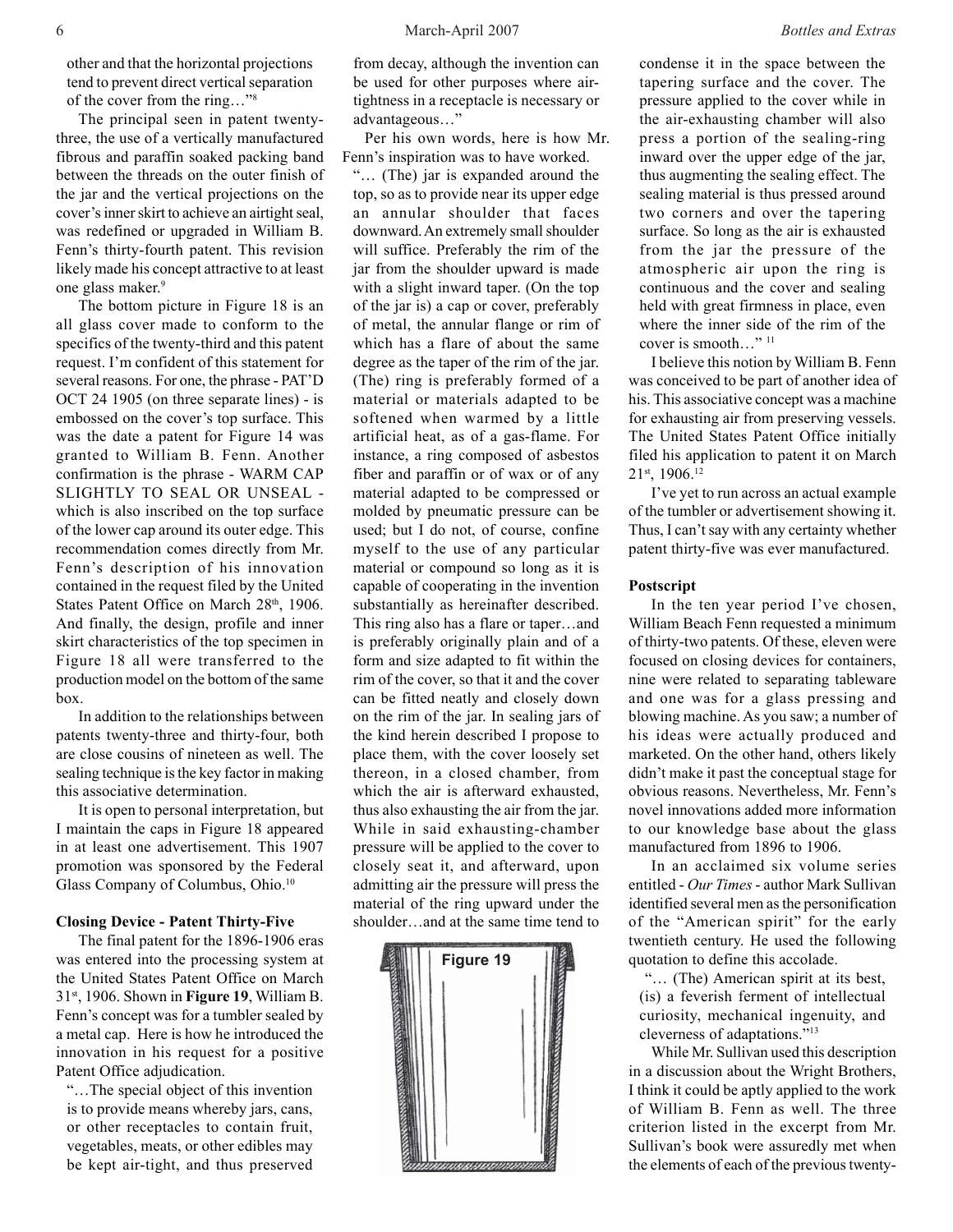other and that the horizontal projections tend to prevent direct vertical separation of the cover from the ring…"[8]

The principal seen in patent twenty-three, the use of a vertically manufactured fibrous and paraffin soaked packing band between the threads on the outer finish of the jar and the vertical projections on the cover's inner skirt to achieve an airtight seal, was redefined or upgraded in William B. Fenn's thirty-fourth patent. This revision likely made his concept attractive to at least one glass maker.[9]

The bottom picture in Figure 18 is an all glass cover made to conform to the specifics of the twenty-third and this patent request. I'm confident of this statement for several reasons. For one, the phrase - PAT'D OCT 24 1905 (on three separate lines) - is embossed on the cover's top surface. This was the date a patent for Figure 14 was granted to William B. Fenn. Another confirmation is the phrase - WARM CAP SLIGHTLY TO SEAL OR UNSEAL - which is also inscribed on the top surface of the lower cap around its outer edge. This recommendation comes directly from Mr. Fenn's description of his innovation contained in the request filed by the United States Patent Office on March 28th, 1906. And finally, the design, profile and inner skirt characteristics of the top specimen in Figure 18 all were transferred to the production model on the bottom of the same box.

In addition to the relationships between patents twenty-three and thirty-four, both are close cousins of nineteen as well. The sealing technique is the key factor in making this associative determination.

It is open to personal interpretation, but I maintain the caps in Figure 18 appeared in at least one advertisement. This 1907 promotion was sponsored by the Federal Glass Company of Columbus, Ohio.[10]

**Closing Device - Patent Thirty-Five**

The final patent for the 1896-1906 eras was entered into the processing system at the United States Patent Office on March 31st, 1906. Shown in **Figure 19**, William B. Fenn's concept was for a tumbler sealed by a metal cap. Here is how he introduced the innovation in his request for a positive Patent Office adjudication.

"…The special object of this invention is to provide means whereby jars, cans, or other receptacles to contain fruit, vegetables, meats, or other edibles may be kept air-tight, and thus preserved from decay, although the invention can be used for other purposes where air-tightness in a receptacle is necessary or advantageous…"

Per his own words, here is how Mr. Fenn's inspiration was to have worked.

"… (The) jar is expanded around the top, so as to provide near its upper edge an annular shoulder that faces downward. An extremely small shoulder will suffice. Preferably the rim of the jar from the shoulder upward is made with a slight inward taper. (On the top of the jar is) a cap or cover, preferably of metal, the annular flange or rim of which has a flare of about the same degree as the taper of the rim of the jar. (The) ring is preferably formed of a material or materials adapted to be softened when warmed by a little artificial heat, as of a gas-flame. For instance, a ring composed of asbestos fiber and paraffin or of wax or of any material adapted to be compressed or molded by pneumatic pressure can be used; but I do not, of course, confine myself to the use of any particular material or compound so long as it is capable of cooperating in the invention substantially as hereinafter described. This ring also has a flare or taper…and is preferably originally plain and of a form and size adapted to fit within the rim of the cover, so that it and the cover can be fitted neatly and closely down on the rim of the jar. In sealing jars of the kind herein described I propose to place them, with the cover loosely set thereon, in a closed chamber, from which the air is afterward exhausted, thus also exhausting the air from the jar. While in said exhausting-chamber pressure will be applied to the cover to closely seat it, and afterward, upon admitting air the pressure will press the material of the ring upward under the shoulder…and at the same time tend to condense it in the space between the tapering surface and the cover. The pressure applied to the cover while in the air-exhausting chamber will also press a portion of the sealing-ring inward over the upper edge of the jar, thus augmenting the sealing effect. The sealing material is thus pressed around two corners and over the tapering surface. So long as the air is exhausted from the jar the pressure of the atmospheric air upon the ring is continuous and the cover and sealing held with great firmness in place, even where the inner side of the rim of the cover is smooth…"[11]

Figure 19

I believe this notion by William B. Fenn was conceived to be part of another idea of his. This associative concept was a machine for exhausting air from preserving vessels. The United States Patent Office initially filed his application to patent it on March 21st, 1906.[12]

I've yet to run across an actual example of the tumbler or advertisement showing it. Thus, I can't say with any certainty whether patent thirty-five was ever manufactured.

**Postscript**

In the ten year period I've chosen, William Beach Fenn requested a minimum of thirty-two patents. Of these, eleven were focused on closing devices for containers, nine were related to separating tableware and one was for a glass pressing and blowing machine. As you saw; a number of his ideas were actually produced and marketed. On the other hand, others likely didn't make it past the conceptual stage for obvious reasons. Nevertheless, Mr. Fenn's novel innovations added more information to our knowledge base about the glass manufactured from 1896 to 1906.

In an acclaimed six volume series entitled - *Our Times* - author Mark Sullivan identified several men as the personification of the "American spirit" for the early twentieth century. He used the following quotation to define this accolade.

"… (The) American spirit at its best, (is) a feverish ferment of intellectual curiosity, mechanical ingenuity, and cleverness of adaptations."[13]

While Mr. Sullivan used this description in a discussion about the Wright Brothers, I think it could be aptly applied to the work of William B. Fenn as well. The three criterion listed in the excerpt from Mr. Sullivan's book were assuredly met when the elements of each of the previous twenty-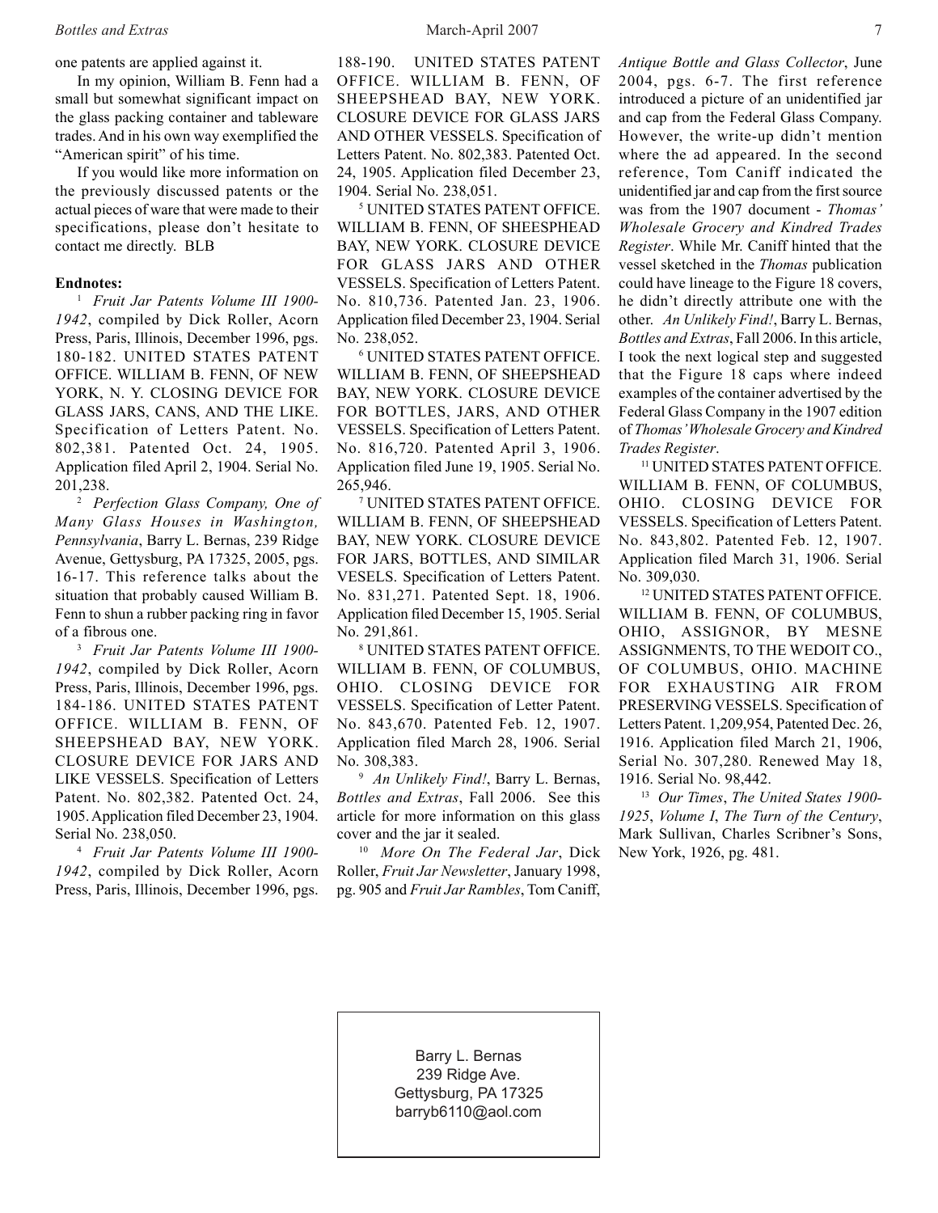one patents are applied against it.

In my opinion, William B. Fenn had a small but somewhat significant impact on the glass packing container and tableware trades. And in his own way exemplified the "American spirit" of his time.

If you would like more information on the previously discussed patents or the actual pieces of ware that were made to their specifications, please don't hesitate to contact me directly. BLB

**Endnotes:**

[1] *Fruit Jar Patents Volume III 1900-1942*, compiled by Dick Roller, Acorn Press, Paris, Illinois, December 1996, pgs. 180-182. UNITED STATES PATENT OFFICE. WILLIAM B. FENN, OF NEW YORK, N. Y. CLOSING DEVICE FOR GLASS JARS, CANS, AND THE LIKE. Specification of Letters Patent. No. 802,381. Patented Oct. 24, 1905. Application filed April 2, 1904. Serial No. 201,238.

[2] *Perfection Glass Company, One of Many Glass Houses in Washington, Pennsylvania*, Barry L. Bernas, 239 Ridge Avenue, Gettysburg, PA 17325, 2005, pgs. 16-17. This reference talks about the situation that probably caused William B. Fenn to shun a rubber packing ring in favor of a fibrous one.

[3] *Fruit Jar Patents Volume III 1900-1942*, compiled by Dick Roller, Acorn Press, Paris, Illinois, December 1996, pgs. 184-186. UNITED STATES PATENT OFFICE. WILLIAM B. FENN, OF SHEEPSHEAD BAY, NEW YORK. CLOSURE DEVICE FOR JARS AND LIKE VESSELS. Specification of Letters Patent. No. 802,382. Patented Oct. 24, 1905. Application filed December 23, 1904. Serial No. 238,050.

[4] *Fruit Jar Patents Volume III 1900-1942*, compiled by Dick Roller, Acorn Press, Paris, Illinois, December 1996, pgs. 188-190. UNITED STATES PATENT OFFICE. WILLIAM B. FENN, OF SHEEPSHEAD BAY, NEW YORK. CLOSURE DEVICE FOR GLASS JARS AND OTHER VESSELS. Specification of Letters Patent. No. 802,383. Patented Oct. 24, 1905. Application filed December 23, 1904. Serial No. 238,051.

[5] UNITED STATES PATENT OFFICE. WILLIAM B. FENN, OF SHEESPHEAD BAY, NEW YORK. CLOSURE DEVICE FOR GLASS JARS AND OTHER VESSELS. Specification of Letters Patent. No. 810,736. Patented Jan. 23, 1906. Application filed December 23, 1904. Serial No. 238,052.

[6] UNITED STATES PATENT OFFICE. WILLIAM B. FENN, OF SHEEPSHEAD BAY, NEW YORK. CLOSURE DEVICE FOR BOTTLES, JARS, AND OTHER VESSELS. Specification of Letters Patent. No. 816,720. Patented April 3, 1906. Application filed June 19, 1905. Serial No. 265,946.

[7] UNITED STATES PATENT OFFICE. WILLIAM B. FENN, OF SHEEPSHEAD BAY, NEW YORK. CLOSURE DEVICE FOR JARS, BOTTLES, AND SIMILAR VESELS. Specification of Letters Patent. No. 831,271. Patented Sept. 18, 1906. Application filed December 15, 1905. Serial No. 291,861.

[8] UNITED STATES PATENT OFFICE. WILLIAM B. FENN, OF COLUMBUS, OHIO. CLOSING DEVICE FOR VESSELS. Specification of Letter Patent. No. 843,670. Patented Feb. 12, 1907. Application filed March 28, 1906. Serial No. 308,383.

[9] *An Unlikely Find!*, Barry L. Bernas, *Bottles and Extras*, Fall 2006. See this article for more information on this glass cover and the jar it sealed.

[10] *More On The Federal Jar*, Dick Roller, *Fruit Jar Newsletter*, January 1998, pg. 905 and *Fruit Jar Rambles*, Tom Caniff, *Antique Bottle and Glass Collector*, June 2004, pgs. 6-7. The first reference introduced a picture of an unidentified jar and cap from the Federal Glass Company. However, the write-up didn't mention where the ad appeared. In the second reference, Tom Caniff indicated the unidentified jar and cap from the first source was from the 1907 document - *Thomas' Wholesale Grocery and Kindred Trades Register*. While Mr. Caniff hinted that the vessel sketched in the *Thomas* publication could have lineage to the Figure 18 covers, he didn't directly attribute one with the other. *An Unlikely Find!*, Barry L. Bernas, *Bottles and Extras*, Fall 2006. In this article, I took the next logical step and suggested that the Figure 18 caps where indeed examples of the container advertised by the Federal Glass Company in the 1907 edition of *Thomas' Wholesale Grocery and Kindred Trades Register*.

[11] UNITED STATES PATENT OFFICE. WILLIAM B. FENN, OF COLUMBUS, OHIO. CLOSING DEVICE FOR VESSELS. Specification of Letters Patent. No. 843,802. Patented Feb. 12, 1907. Application filed March 31, 1906. Serial No. 309,030.

[12] UNITED STATES PATENT OFFICE. WILLIAM B. FENN, OF COLUMBUS, OHIO, ASSIGNOR, BY MESNE ASSIGNMENTS, TO THE WEDOIT CO., OF COLUMBUS, OHIO. MACHINE FOR EXHAUSTING AIR FROM PRESERVING VESSELS. Specification of Letters Patent. 1,209,954, Patented Dec. 26, 1916. Application filed March 21, 1906, Serial No. 307,280. Renewed May 18, 1916. Serial No. 98,442.

[13] *Our Times*, *The United States 1900-1925*, *Volume I*, *The Turn of the Century*, Mark Sullivan, Charles Scribner's Sons, New York, 1926, pg. 481.

Barry L. Bernas
239 Ridge Ave.
Gettysburg, PA 17325
barryb6110@aol.com